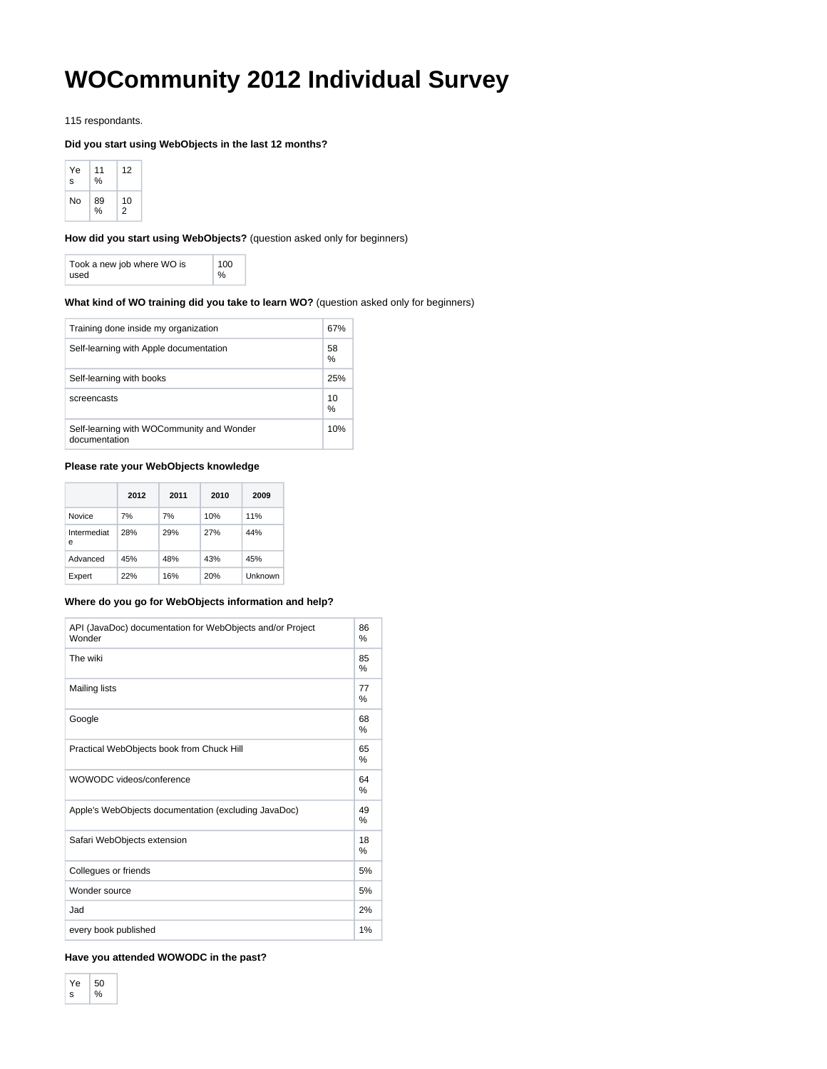# WOCommunity 2012 Individual Survey

115 respondants.

**Did you start using WebObjects in the last 12 months?**

| | | |
|---|---|---|
| Yes | 11% | 12 |
| No | 89% | 102 |

**How did you start using WebObjects?** (question asked only for beginners)

| | |
|---|---|
| Took a new job where WO is used | 100% |

**What kind of WO training did you take to learn WO?** (question asked only for beginners)

| | |
|---|---|
| Training done inside my organization | 67% |
| Self-learning with Apple documentation | 58% |
| Self-learning with books | 25% |
| screencasts | 10% |
| Self-learning with WOCommunity and Wonder documentation | 10% |

**Please rate your WebObjects knowledge**

| | 2012 | 2011 | 2010 | 2009 |
|---|---|---|---|---|
| Novice | 7% | 7% | 10% | 11% |
| Intermediate | 28% | 29% | 27% | 44% |
| Advanced | 45% | 48% | 43% | 45% |
| Expert | 22% | 16% | 20% | Unknown |

**Where do you go for WebObjects information and help?**

| | |
|---|---|
| API (JavaDoc) documentation for WebObjects and/or Project Wonder | 86% |
| The wiki | 85% |
| Mailing lists | 77% |
| Google | 68% |
| Practical WebObjects book from Chuck Hill | 65% |
| WOWODC videos/conference | 64% |
| Apple's WebObjects documentation (excluding JavaDoc) | 49% |
| Safari WebObjects extension | 18% |
| Collegues or friends | 5% |
| Wonder source | 5% |
| Jad | 2% |
| every book published | 1% |

**Have you attended WOWODC in the past?**

| | |
|---|---|
| Yes | 50% |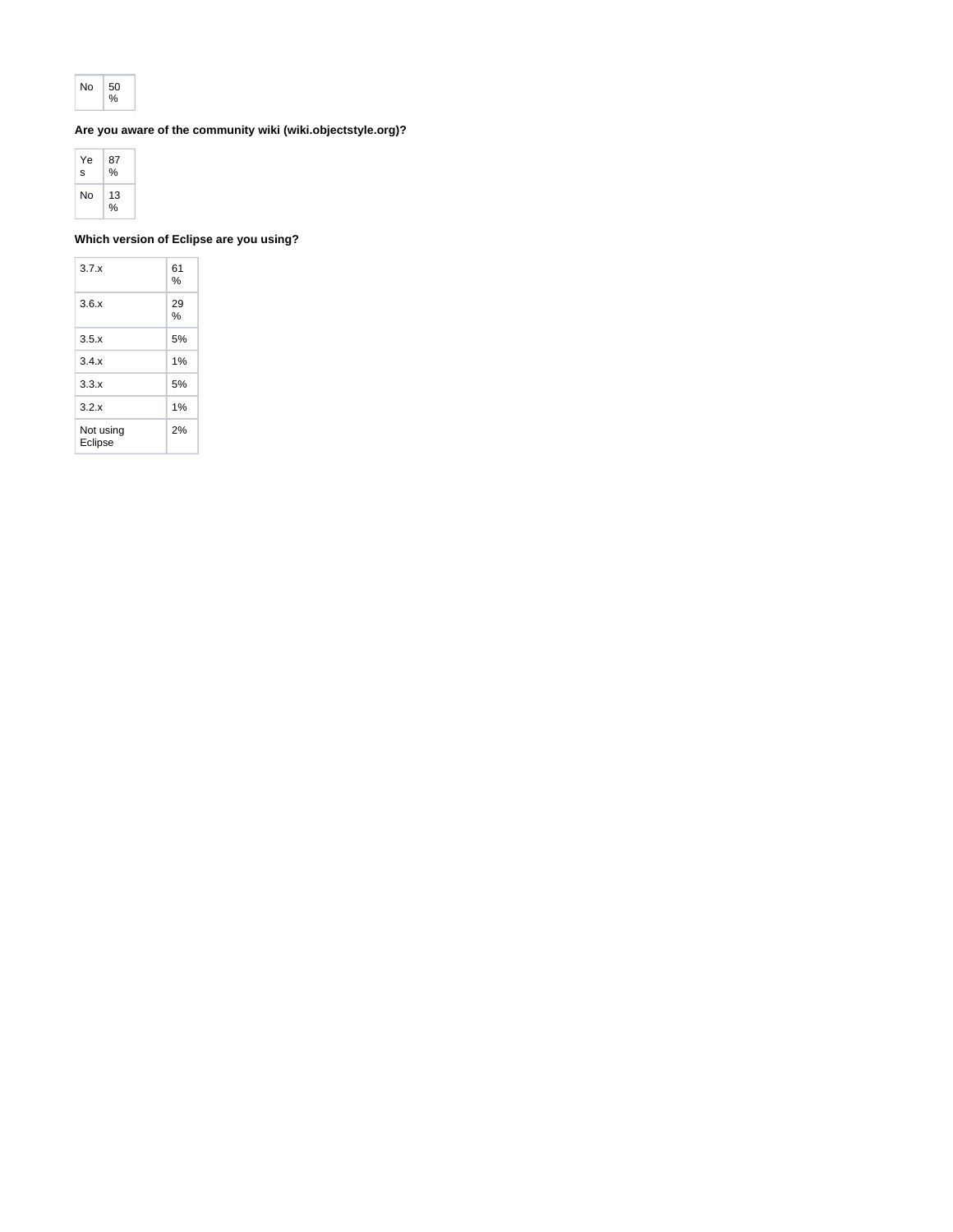| | |
|---|---|
| No | 50 % |

**Are you aware of the community wiki (wiki.objectstyle.org)?**

| | |
|---|---|
| Yes | 87 % |
| No | 13 % |

**Which version of Eclipse are you using?**

| | |
|---|---|
| 3.7.x | 61 % |
| 3.6.x | 29 % |
| 3.5.x | 5% |
| 3.4.x | 1% |
| 3.3.x | 5% |
| 3.2.x | 1% |
| Not using Eclipse | 2% |